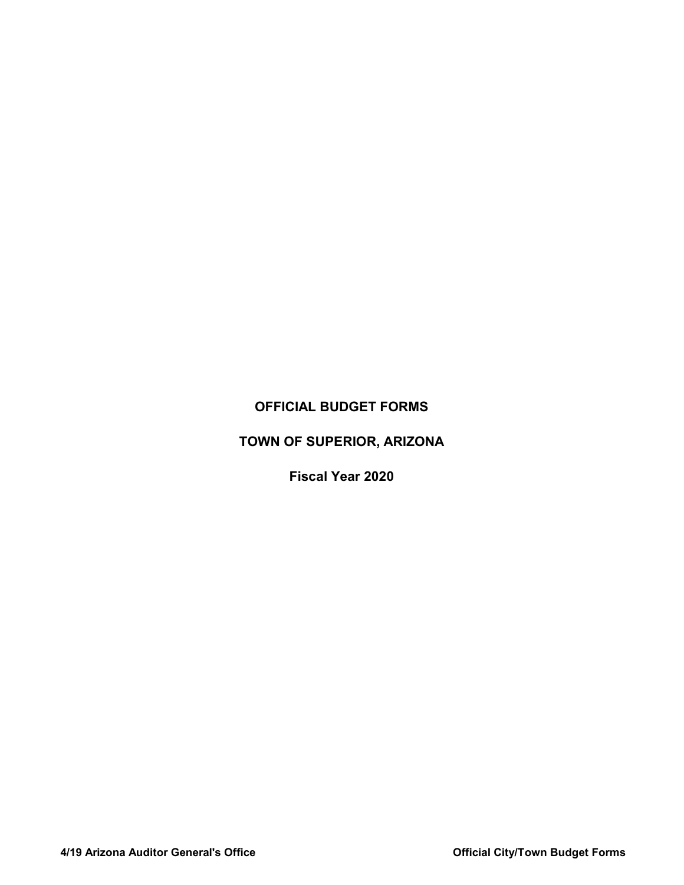# OFFICIAL BUDGET FORMS

# TOWN OF SUPERIOR, ARIZONA

## Fiscal Year 2020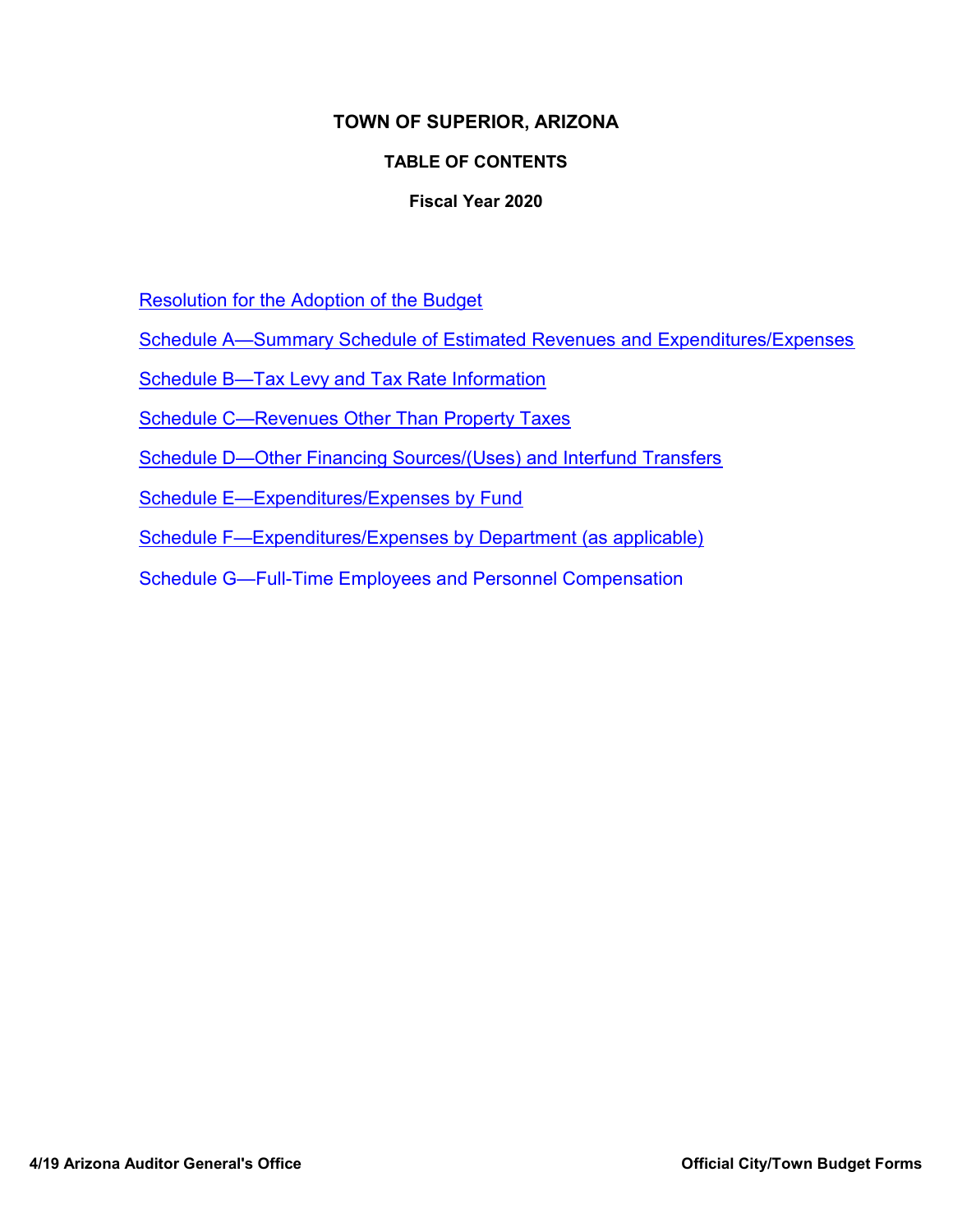# TOWN OF SUPERIOR, ARIZONA

## TABLE OF CONTENTS

### Fiscal Year 2020

- Resolution for the Adoption of the Budget
- Schedule A—Summary Schedule of Estimated Revenues and Expenditures/Expenses
- Schedule B—Tax Levy and Tax Rate Information
- Schedule C—Revenues Other Than Property Taxes
- Schedule D—Other Financing Sources/(Uses) and Interfund Transfers
- Schedule E—Expenditures/Expenses by Fund
- Schedule F—Expenditures/Expenses by Department (as applicable)
- Schedule G—Full-Time Employees and Personnel Compensation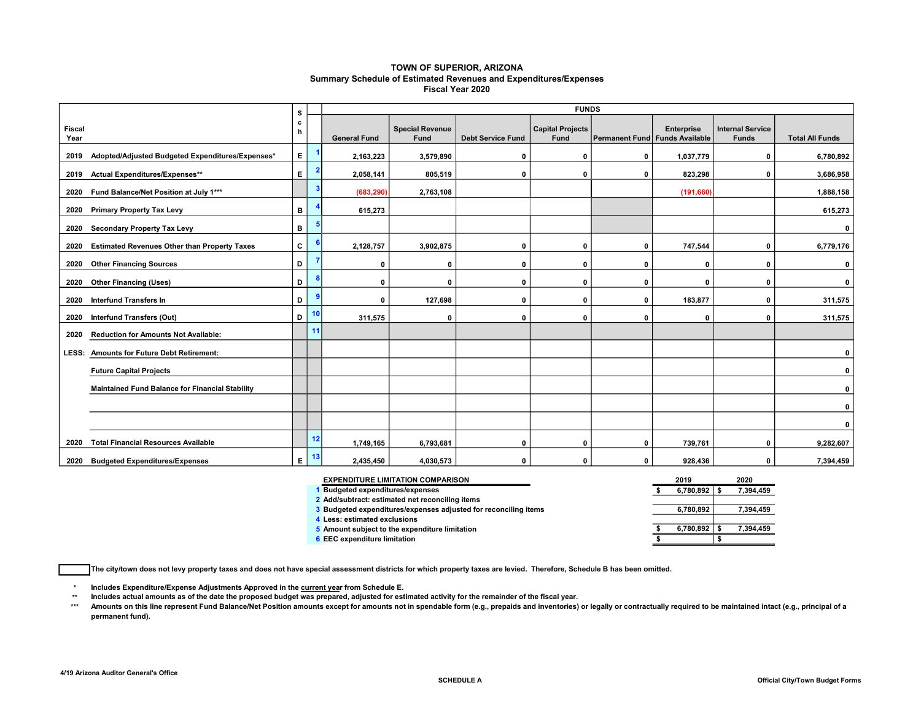# TOWN OF SUPERIOR, ARIZONA
## Summary Schedule of Estimated Revenues and Expenditures/Expenses
### Fiscal Year 2020

| Fiscal Year | | Sch | | FUNDS | | | | | | | |
|---|---|---|---|---|---|---|---|---|---|---|---|
| | | | | General Fund | Special Revenue Fund | Debt Service Fund | Capital Projects Fund | Permanent Fund | Enterprise Funds Available | Internal Service Funds | Total All Funds |
| 2019 | Adopted/Adjusted Budgeted Expenditures/Expenses* | E | 1 | 2,163,223 | 3,579,890 | 0 | 0 | 0 | 1,037,779 | 0 | 6,780,892 |
| 2019 | Actual Expenditures/Expenses** | E | 2 | 2,058,141 | 805,519 | 0 | 0 | 0 | 823,298 | 0 | 3,686,958 |
| 2020 | Fund Balance/Net Position at July 1*** | | 3 | (683,290) | 2,763,108 | | | | (191,660) | | 1,888,158 |
| 2020 | Primary Property Tax Levy | B | 4 | 615,273 | | | | | | | 615,273 |
| 2020 | Secondary Property Tax Levy | B | 5 | | | | | | | | 0 |
| 2020 | Estimated Revenues Other than Property Taxes | C | 6 | 2,128,757 | 3,902,875 | 0 | 0 | 0 | 747,544 | 0 | 6,779,176 |
| 2020 | Other Financing Sources | D | 7 | 0 | 0 | 0 | 0 | 0 | 0 | 0 | 0 |
| 2020 | Other Financing (Uses) | D | 8 | 0 | 0 | 0 | 0 | 0 | 0 | 0 | 0 |
| 2020 | Interfund Transfers In | D | 9 | 0 | 127,698 | 0 | 0 | 0 | 183,877 | 0 | 311,575 |
| 2020 | Interfund Transfers (Out) | D | 10 | 311,575 | 0 | 0 | 0 | 0 | 0 | 0 | 311,575 |
| 2020 | Reduction for Amounts Not Available: | | 11 | | | | | | | | |
| LESS: | Amounts for Future Debt Retirement: | | | | | | | | | | 0 |
| | Future Capital Projects | | | | | | | | | | 0 |
| | Maintained Fund Balance for Financial Stability | | | | | | | | | | 0 |
| | | | | | | | | | | | 0 |
| | | | | | | | | | | | 0 |
| 2020 | Total Financial Resources Available | | 12 | 1,749,165 | 6,793,681 | 0 | 0 | 0 | 739,761 | 0 | 9,282,607 |
| 2020 | Budgeted Expenditures/Expenses | E | 13 | 2,435,450 | 4,030,573 | 0 | 0 | 0 | 928,436 | 0 | 7,394,459 |

| | EXPENDITURE LIMITATION COMPARISON | 2019 | 2020 |
|---|---|---|---|
| 1 | Budgeted expenditures/expenses | $ 6,780,892 | $ 7,394,459 |
| 2 | Add/subtract: estimated net reconciling items | | |
| 3 | Budgeted expenditures/expenses adjusted for reconciling items | 6,780,892 | 7,394,459 |
| 4 | Less: estimated exclusions | | |
| 5 | Amount subject to the expenditure limitation | $ 6,780,892 | $ 7,394,459 |
| 6 | EEC expenditure limitation | $ | $ |

☐ The city/town does not levy property taxes and does not have special assessment districts for which property taxes are levied. Therefore, Schedule B has been omitted.

\* Includes Expenditure/Expense Adjustments Approved in the current year from Schedule E.

\*\* Includes actual amounts as of the date the proposed budget was prepared, adjusted for estimated activity for the remainder of the fiscal year.

\*\*\* Amounts on this line represent Fund Balance/Net Position amounts except for amounts not in spendable form (e.g., prepaids and inventories) or legally or contractually required to be maintained intact (e.g., principal of a permanent fund).

4/19 Arizona Auditor General's Office

SCHEDULE A

Official City/Town Budget Forms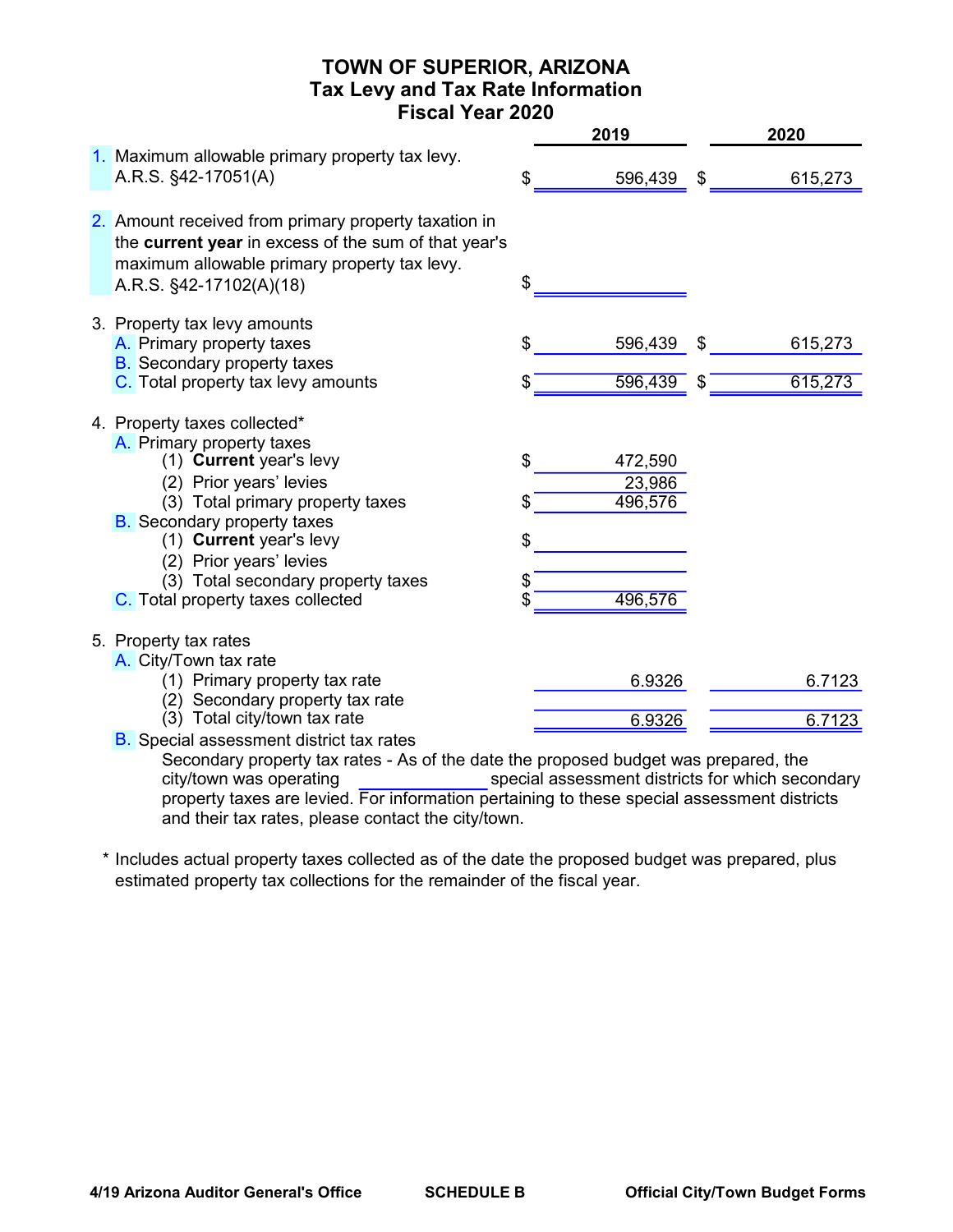# TOWN OF SUPERIOR, ARIZONA
## Tax Levy and Tax Rate Information
## Fiscal Year 2020

| | | 2019 | | 2020 |
|---|---|---|---|---|
| 1. Maximum allowable primary property tax levy. A.R.S. §42-17051(A) | $ | 596,439 | $ | 615,273 |
| 2. Amount received from primary property taxation in the **current year** in excess of the sum of that year's maximum allowable primary property tax levy. A.R.S. §42-17102(A)(18) | $ | | | |
| 3. Property tax levy amounts | | | | |
| A. Primary property taxes | $ | 596,439 | $ | 615,273 |
| B. Secondary property taxes | | | | |
| C. Total property tax levy amounts | $ | 596,439 | $ | 615,273 |
| 4. Property taxes collected* | | | | |
| A. Primary property taxes | | | | |
| (1) **Current** year's levy | $ | 472,590 | | |
| (2) Prior years' levies | | 23,986 | | |
| (3) Total primary property taxes | $ | 496,576 | | |
| B. Secondary property taxes | | | | |
| (1) **Current** year's levy | $ | | | |
| (2) Prior years' levies | | | | |
| (3) Total secondary property taxes | $ | | | |
| C. Total property taxes collected | $ | 496,576 | | |
| 5. Property tax rates | | | | |
| A. City/Town tax rate | | | | |
| (1) Primary property tax rate | | 6.9326 | | 6.7123 |
| (2) Secondary property tax rate | | | | |
| (3) Total city/town tax rate | | 6.9326 | | 6.7123 |

B. Special assessment district tax rates

Secondary property tax rates - As of the date the proposed budget was prepared, the city/town was operating \_\_\_\_\_\_\_\_\_\_\_\_ special assessment districts for which secondary property taxes are levied. For information pertaining to these special assessment districts and their tax rates, please contact the city/town.

\* Includes actual property taxes collected as of the date the proposed budget was prepared, plus estimated property tax collections for the remainder of the fiscal year.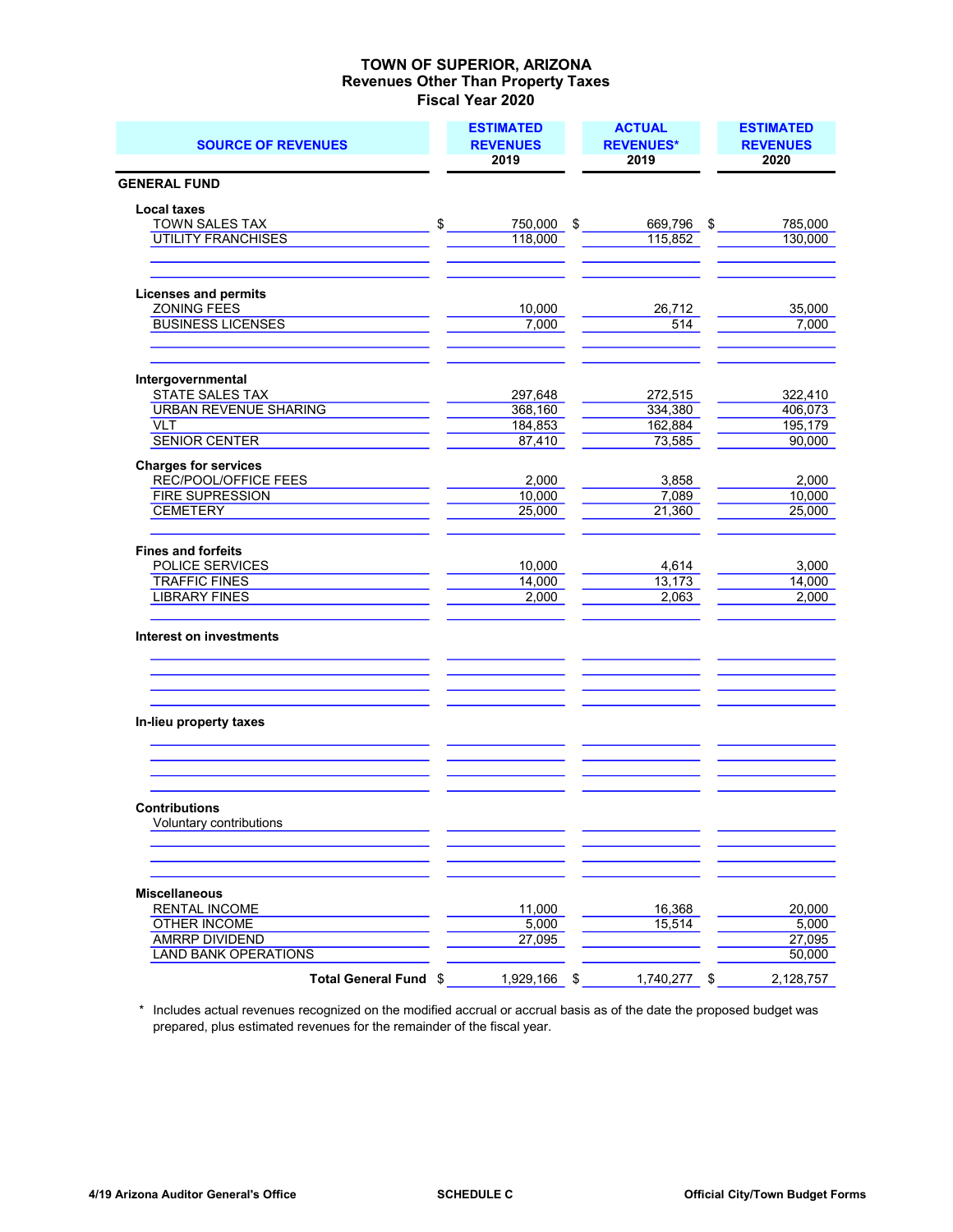# TOWN OF SUPERIOR, ARIZONA
## Revenues Other Than Property Taxes
### Fiscal Year 2020

| SOURCE OF REVENUES | ESTIMATED REVENUES 2019 | ACTUAL REVENUES* 2019 | ESTIMATED REVENUES 2020 |
|---|---|---|---|
| **GENERAL FUND** | | | |
| **Local taxes** | | | |
| TOWN SALES TAX | $ 750,000 | $ 669,796 | $ 785,000 |
| UTILITY FRANCHISES | 118,000 | 115,852 | 130,000 |
| **Licenses and permits** | | | |
| ZONING FEES | 10,000 | 26,712 | 35,000 |
| BUSINESS LICENSES | 7,000 | 514 | 7,000 |
| **Intergovernmental** | | | |
| STATE SALES TAX | 297,648 | 272,515 | 322,410 |
| URBAN REVENUE SHARING | 368,160 | 334,380 | 406,073 |
| VLT | 184,853 | 162,884 | 195,179 |
| SENIOR CENTER | 87,410 | 73,585 | 90,000 |
| **Charges for services** | | | |
| REC/POOL/OFFICE FEES | 2,000 | 3,858 | 2,000 |
| FIRE SUPRESSION | 10,000 | 7,089 | 10,000 |
| CEMETERY | 25,000 | 21,360 | 25,000 |
| **Fines and forfeits** | | | |
| POLICE SERVICES | 10,000 | 4,614 | 3,000 |
| TRAFFIC FINES | 14,000 | 13,173 | 14,000 |
| LIBRARY FINES | 2,000 | 2,063 | 2,000 |
| **Interest on investments** | | | |
| **In-lieu property taxes** | | | |
| **Contributions** | | | |
| Voluntary contributions | | | |
| **Miscellaneous** | | | |
| RENTAL INCOME | 11,000 | 16,368 | 20,000 |
| OTHER INCOME | 5,000 | 15,514 | 5,000 |
| AMRRP DIVIDEND | 27,095 | | 27,095 |
| LAND BANK OPERATIONS | | | 50,000 |
| **Total General Fund** | $ 1,929,166 | $ 1,740,277 | $ 2,128,757 |

\* Includes actual revenues recognized on the modified accrual or accrual basis as of the date the proposed budget was prepared, plus estimated revenues for the remainder of the fiscal year.

4/19 Arizona Auditor General's Office | SCHEDULE C | Official City/Town Budget Forms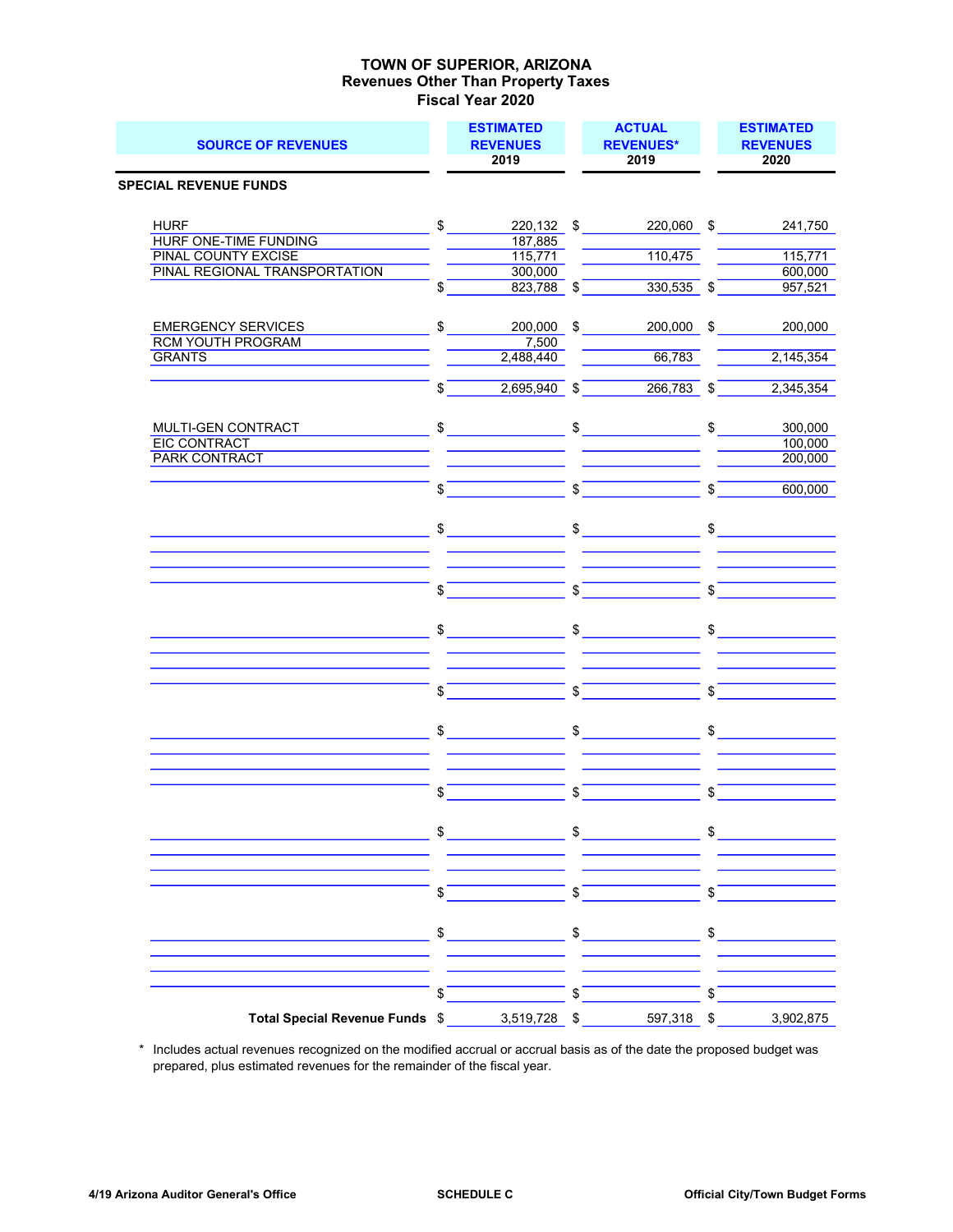# TOWN OF SUPERIOR, ARIZONA
## Revenues Other Than Property Taxes
## Fiscal Year 2020

| SOURCE OF REVENUES | ESTIMATED REVENUES 2019 | ACTUAL REVENUES* 2019 | ESTIMATED REVENUES 2020 |
|---|---|---|---|
| **SPECIAL REVENUE FUNDS** | | | |
| HURF | $ 220,132 | $ 220,060 | $ 241,750 |
| HURF ONE-TIME FUNDING | 187,885 | | |
| PINAL COUNTY EXCISE | 115,771 | 110,475 | 115,771 |
| PINAL REGIONAL TRANSPORTATION | 300,000 | | 600,000 |
| | $ 823,788 | $ 330,535 | $ 957,521 |
| EMERGENCY SERVICES | $ 200,000 | $ 200,000 | $ 200,000 |
| RCM YOUTH PROGRAM | 7,500 | | |
| GRANTS | 2,488,440 | 66,783 | 2,145,354 |
| | $ 2,695,940 | $ 266,783 | $ 2,345,354 |
| MULTI-GEN CONTRACT | $ | $ | $ 300,000 |
| EIC CONTRACT | | | 100,000 |
| PARK CONTRACT | | | 200,000 |
| | $ | $ | $ 600,000 |
| **Total Special Revenue Funds** | $ 3,519,728 | $ 597,318 | $ 3,902,875 |

\* Includes actual revenues recognized on the modified accrual or accrual basis as of the date the proposed budget was prepared, plus estimated revenues for the remainder of the fiscal year.

4/19 Arizona Auditor General's Office | SCHEDULE C | Official City/Town Budget Forms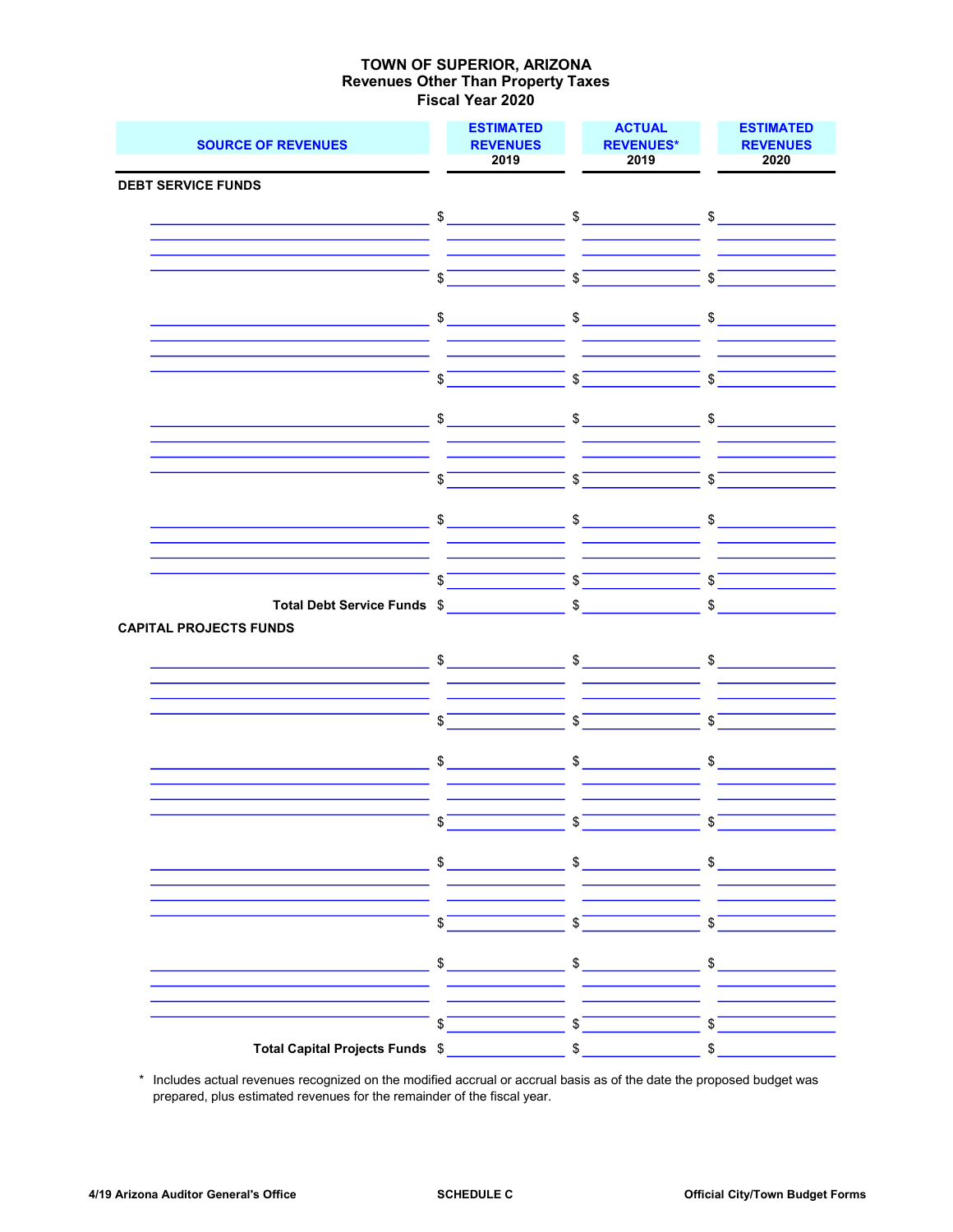# TOWN OF SUPERIOR, ARIZONA
## Revenues Other Than Property Taxes
## Fiscal Year 2020

| SOURCE OF REVENUES | ESTIMATED REVENUES 2019 | ACTUAL REVENUES* 2019 | ESTIMATED REVENUES 2020 |
|---|---|---|---|
| **DEBT SERVICE FUNDS** | | | |
| | $ | $ | $ |
| | | | |
| | | | |
| | | | |
| | $ | $ | $ |
| | $ | $ | $ |
| | | | |
| | | | |
| | | | |
| | $ | $ | $ |
| | $ | $ | $ |
| | | | |
| | | | |
| | | | |
| | $ | $ | $ |
| | $ | $ | $ |
| | | | |
| | | | |
| | | | |
| | $ | $ | $ |
| **Total Debt Service Funds** | $ | $ | $ |
| **CAPITAL PROJECTS FUNDS** | | | |
| | $ | $ | $ |
| | | | |
| | | | |
| | | | |
| | $ | $ | $ |
| | $ | $ | $ |
| | | | |
| | | | |
| | | | |
| | $ | $ | $ |
| | $ | $ | $ |
| | | | |
| | | | |
| | | | |
| | $ | $ | $ |
| | $ | $ | $ |
| | | | |
| | | | |
| | | | |
| | $ | $ | $ |
| **Total Capital Projects Funds** | $ | $ | $ |

\* Includes actual revenues recognized on the modified accrual or accrual basis as of the date the proposed budget was prepared, plus estimated revenues for the remainder of the fiscal year.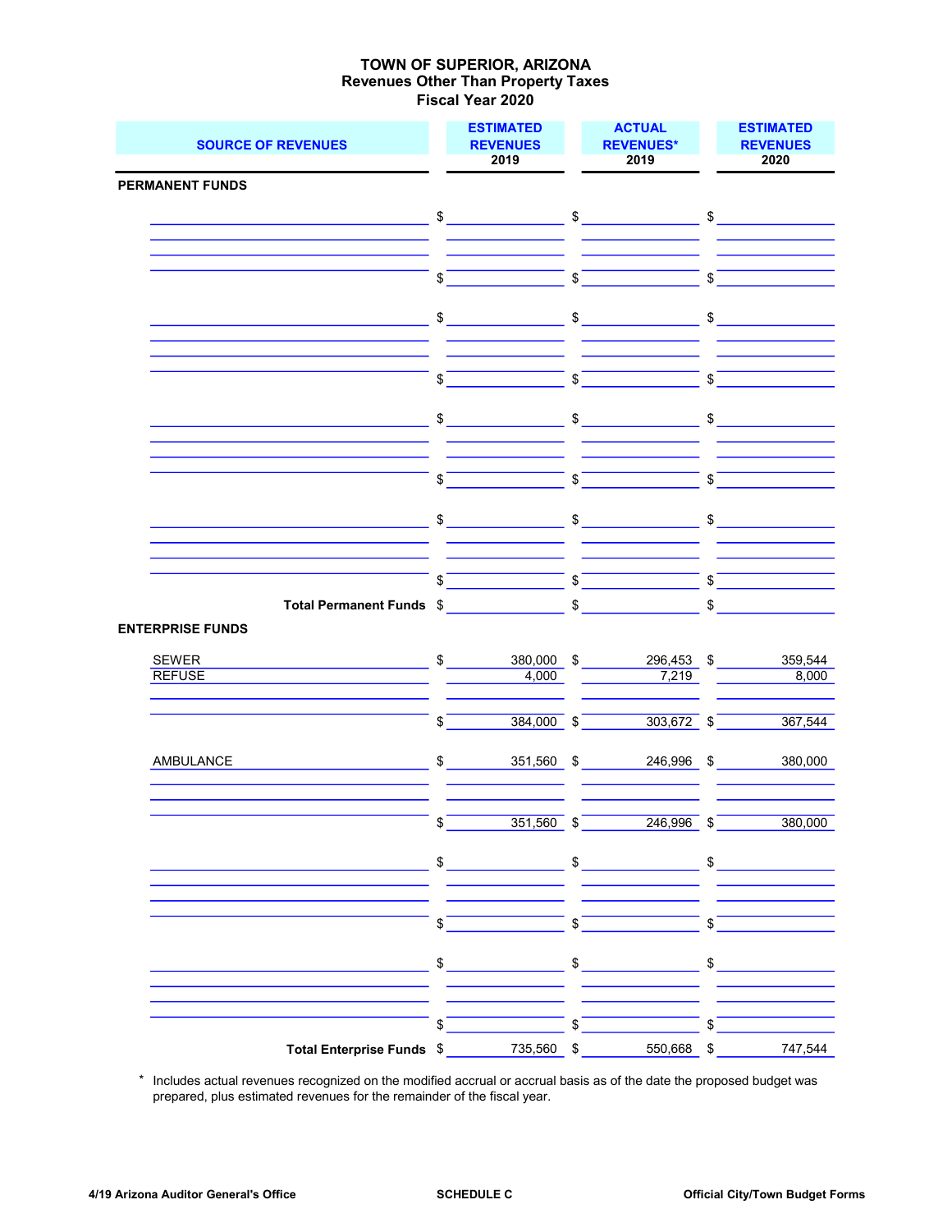# TOWN OF SUPERIOR, ARIZONA
## Revenues Other Than Property Taxes
## Fiscal Year 2020

| SOURCE OF REVENUES | ESTIMATED REVENUES 2019 | ACTUAL REVENUES* 2019 | ESTIMATED REVENUES 2020 |
|---|---|---|---|
| **PERMANENT FUNDS** | | | |
| | $ | $ | $ |
| | $ | $ | $ |
| | $ | $ | $ |
| | $ | $ | $ |
| | $ | $ | $ |
| | $ | $ | $ |
| | $ | $ | $ |
| | $ | $ | $ |
| **Total Permanent Funds** | $ | $ | $ |
| **ENTERPRISE FUNDS** | | | |
| SEWER | $ 380,000 | $ 296,453 | $ 359,544 |
| REFUSE | 4,000 | 7,219 | 8,000 |
| | $ 384,000 | $ 303,672 | $ 367,544 |
| AMBULANCE | $ 351,560 | $ 246,996 | $ 380,000 |
| | $ 351,560 | $ 246,996 | $ 380,000 |
| | $ | $ | $ |
| | $ | $ | $ |
| | $ | $ | $ |
| | $ | $ | $ |
| **Total Enterprise Funds** | $ 735,560 | $ 550,668 | $ 747,544 |

\* Includes actual revenues recognized on the modified accrual or accrual basis as of the date the proposed budget was prepared, plus estimated revenues for the remainder of the fiscal year.

4/19 Arizona Auditor General's Office — SCHEDULE C — Official City/Town Budget Forms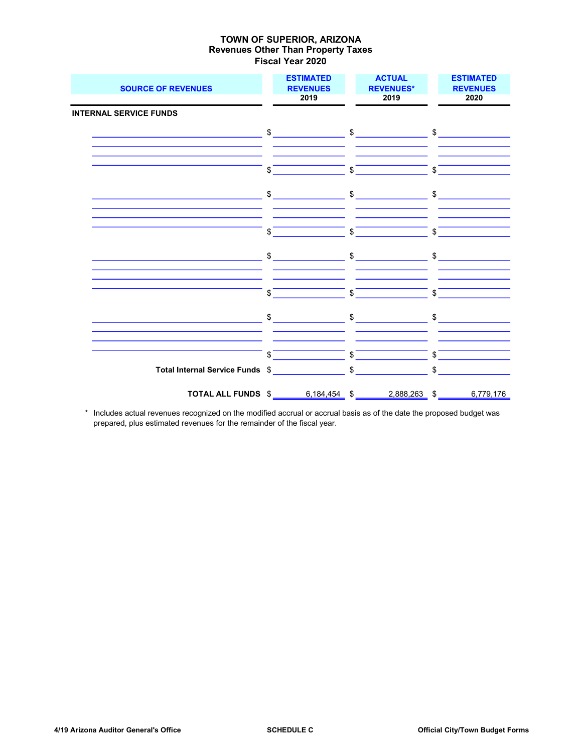# TOWN OF SUPERIOR, ARIZONA
## Revenues Other Than Property Taxes
## Fiscal Year 2020

| SOURCE OF REVENUES | ESTIMATED REVENUES 2019 | ACTUAL REVENUES* 2019 | ESTIMATED REVENUES 2020 |
|---|---|---|---|
| **INTERNAL SERVICE FUNDS** | | | |
| | $ | $ | $ |
| | | | |
| | | | |
| | $ | $ | $ |
| | $ | $ | $ |
| | | | |
| | | | |
| | $ | $ | $ |
| | $ | $ | $ |
| | | | |
| | | | |
| | $ | $ | $ |
| | $ | $ | $ |
| | | | |
| | | | |
| | $ | $ | $ |
| **Total Internal Service Funds** | $ | $ | $ |
| **TOTAL ALL FUNDS** | $ 6,184,454 | $ 2,888,263 | $ 6,779,176 |

\* Includes actual revenues recognized on the modified accrual or accrual basis as of the date the proposed budget was prepared, plus estimated revenues for the remainder of the fiscal year.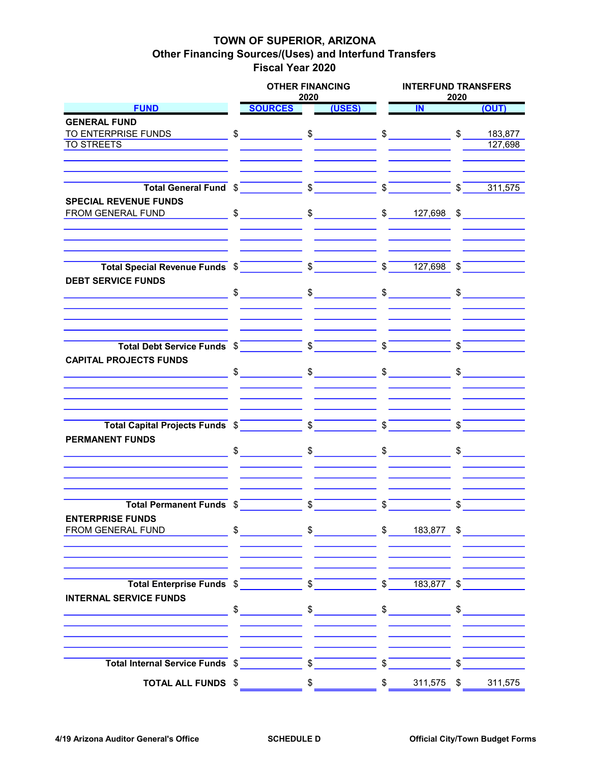# TOWN OF SUPERIOR, ARIZONA
## Other Financing Sources/(Uses) and Interfund Transfers
### Fiscal Year 2020

| FUND | OTHER FINANCING 2020 SOURCES | OTHER FINANCING 2020 (USES) | INTERFUND TRANSFERS 2020 IN | INTERFUND TRANSFERS 2020 (OUT) |
|---|---|---|---|---|
| **GENERAL FUND** | | | | |
| TO ENTERPRISE FUNDS | $ | $ | $ | $ 183,877 |
| TO STREETS | | | | 127,698 |
| **Total General Fund** | $ | $ | $ | $ 311,575 |
| **SPECIAL REVENUE FUNDS** | | | | |
| FROM GENERAL FUND | $ | $ | $ 127,698 | $ |
| **Total Special Revenue Funds** | $ | $ | $ 127,698 | $ |
| **DEBT SERVICE FUNDS** | | | | |
| | $ | $ | $ | $ |
| **Total Debt Service Funds** | $ | $ | $ | $ |
| **CAPITAL PROJECTS FUNDS** | | | | |
| | $ | $ | $ | $ |
| **Total Capital Projects Funds** | $ | $ | $ | $ |
| **PERMANENT FUNDS** | | | | |
| | $ | $ | $ | $ |
| **Total Permanent Funds** | $ | $ | $ | $ |
| **ENTERPRISE FUNDS** | | | | |
| FROM GENERAL FUND | $ | $ | $ 183,877 | $ |
| **Total Enterprise Funds** | $ | $ | $ 183,877 | $ |
| **INTERNAL SERVICE FUNDS** | | | | |
| | $ | $ | $ | $ |
| **Total Internal Service Funds** | $ | $ | $ | $ |
| **TOTAL ALL FUNDS** | $ | $ | $ 311,575 | $ 311,575 |

4/19 Arizona Auditor General's Office | SCHEDULE D | Official City/Town Budget Forms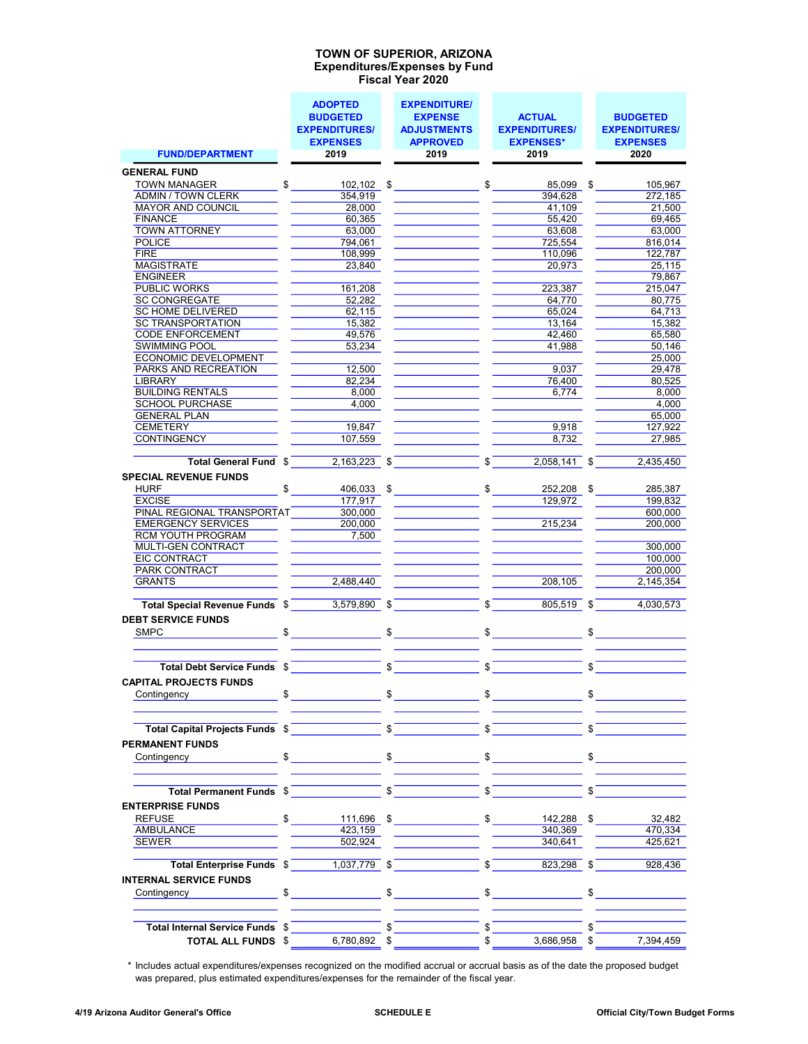# TOWN OF SUPERIOR, ARIZONA
## Expenditures/Expenses by Fund
### Fiscal Year 2020

| FUND/DEPARTMENT | ADOPTED BUDGETED EXPENDITURES/ EXPENSES 2019 | EXPENDITURE/ EXPENSE ADJUSTMENTS APPROVED 2019 | ACTUAL EXPENDITURES/ EXPENSES* 2019 | BUDGETED EXPENDITURES/ EXPENSES 2020 |
|---|---|---|---|---|
| **GENERAL FUND** | | | | |
| TOWN MANAGER | $ 102,102 | $ | $ 85,099 | $ 105,967 |
| ADMIN / TOWN CLERK | 354,919 | | 394,628 | 272,185 |
| MAYOR AND COUNCIL | 28,000 | | 41,109 | 21,500 |
| FINANCE | 60,365 | | 55,420 | 69,465 |
| TOWN ATTORNEY | 63,000 | | 63,608 | 63,000 |
| POLICE | 794,061 | | 725,554 | 816,014 |
| FIRE | 108,999 | | 110,096 | 122,787 |
| MAGISTRATE | 23,840 | | 20,973 | 25,115 |
| ENGINEER | | | | 79,867 |
| PUBLIC WORKS | 161,208 | | 223,387 | 215,047 |
| SC CONGREGATE | 52,282 | | 64,770 | 80,775 |
| SC HOME DELIVERED | 62,115 | | 65,024 | 64,713 |
| SC TRANSPORTATION | 15,382 | | 13,164 | 15,382 |
| CODE ENFORCEMENT | 49,576 | | 42,460 | 65,580 |
| SWIMMING POOL | 53,234 | | 41,988 | 50,146 |
| ECONOMIC DEVELOPMENT | | | | 25,000 |
| PARKS AND RECREATION | 12,500 | | 9,037 | 29,478 |
| LIBRARY | 82,234 | | 76,400 | 80,525 |
| BUILDING RENTALS | 8,000 | | 6,774 | 8,000 |
| SCHOOL PURCHASE | 4,000 | | | 4,000 |
| GENERAL PLAN | | | | 65,000 |
| CEMETERY | 19,847 | | 9,918 | 127,922 |
| CONTINGENCY | 107,559 | | 8,732 | 27,985 |
| **Total General Fund** | $ 2,163,223 | $ | $ 2,058,141 | $ 2,435,450 |
| **SPECIAL REVENUE FUNDS** | | | | |
| HURF | $ 406,033 | $ | $ 252,208 | $ 285,387 |
| EXCISE | 177,917 | | 129,972 | 199,832 |
| PINAL REGIONAL TRANSPORTAT | 300,000 | | | 600,000 |
| EMERGENCY SERVICES | 200,000 | | 215,234 | 200,000 |
| RCM YOUTH PROGRAM | 7,500 | | | |
| MULTI-GEN CONTRACT | | | | 300,000 |
| EIC CONTRACT | | | | 100,000 |
| PARK CONTRACT | | | | 200,000 |
| GRANTS | 2,488,440 | | 208,105 | 2,145,354 |
| **Total Special Revenue Funds** | $ 3,579,890 | $ | $ 805,519 | $ 4,030,573 |
| **DEBT SERVICE FUNDS** | | | | |
| SMPC | $ | $ | $ | $ |
| **Total Debt Service Funds** | $ | $ | $ | $ |
| **CAPITAL PROJECTS FUNDS** | | | | |
| Contingency | $ | $ | $ | $ |
| **Total Capital Projects Funds** | $ | $ | $ | $ |
| **PERMANENT FUNDS** | | | | |
| Contingency | $ | $ | $ | $ |
| **Total Permanent Funds** | $ | $ | $ | $ |
| **ENTERPRISE FUNDS** | | | | |
| REFUSE | $ 111,696 | $ | $ 142,288 | $ 32,482 |
| AMBULANCE | 423,159 | | 340,369 | 470,334 |
| SEWER | 502,924 | | 340,641 | 425,621 |
| **Total Enterprise Funds** | $ 1,037,779 | $ | $ 823,298 | $ 928,436 |
| **INTERNAL SERVICE FUNDS** | | | | |
| Contingency | $ | $ | $ | $ |
| **Total Internal Service Funds** | $ | $ | $ | $ |
| **TOTAL ALL FUNDS** | $ 6,780,892 | $ | $ 3,686,958 | $ 7,394,459 |

\* Includes actual expenditures/expenses recognized on the modified accrual or accrual basis as of the date the proposed budget was prepared, plus estimated expenditures/expenses for the remainder of the fiscal year.

4/19 Arizona Auditor General's Office | SCHEDULE E | Official City/Town Budget Forms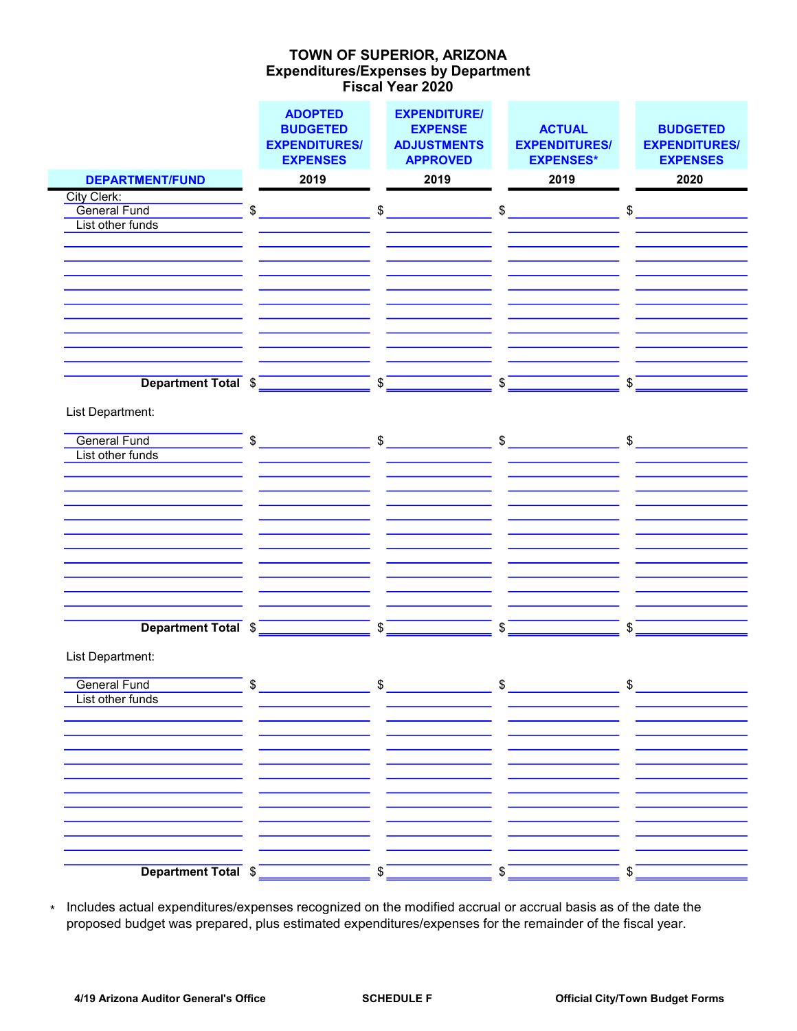# TOWN OF SUPERIOR, ARIZONA
## Expenditures/Expenses by Department
### Fiscal Year 2020

| DEPARTMENT/FUND | ADOPTED BUDGETED EXPENDITURES/ EXPENSES 2019 | EXPENDITURE/ EXPENSE ADJUSTMENTS APPROVED 2019 | ACTUAL EXPENDITURES/ EXPENSES* 2019 | BUDGETED EXPENDITURES/ EXPENSES 2020 |
|---|---|---|---|---|
| City Clerk: | | | | |
| General Fund | $ | $ | $ | $ |
| List other funds | | | | |
| | | | | |
| | | | | |
| | | | | |
| | | | | |
| | | | | |
| | | | | |
| | | | | |
| | | | | |
| | | | | |
| **Department Total** | $ | $ | $ | $ |
| List Department: | | | | |
| General Fund | $ | $ | $ | $ |
| List other funds | | | | |
| | | | | |
| | | | | |
| | | | | |
| | | | | |
| | | | | |
| | | | | |
| | | | | |
| | | | | |
| | | | | |
| **Department Total** | $ | $ | $ | $ |
| List Department: | | | | |
| General Fund | $ | $ | $ | $ |
| List other funds | | | | |
| | | | | |
| | | | | |
| | | | | |
| | | | | |
| | | | | |
| | | | | |
| | | | | |
| | | | | |
| | | | | |
| **Department Total** | $ | $ | $ | $ |

\* Includes actual expenditures/expenses recognized on the modified accrual or accrual basis as of the date the proposed budget was prepared, plus estimated expenditures/expenses for the remainder of the fiscal year.

SCHEDULE F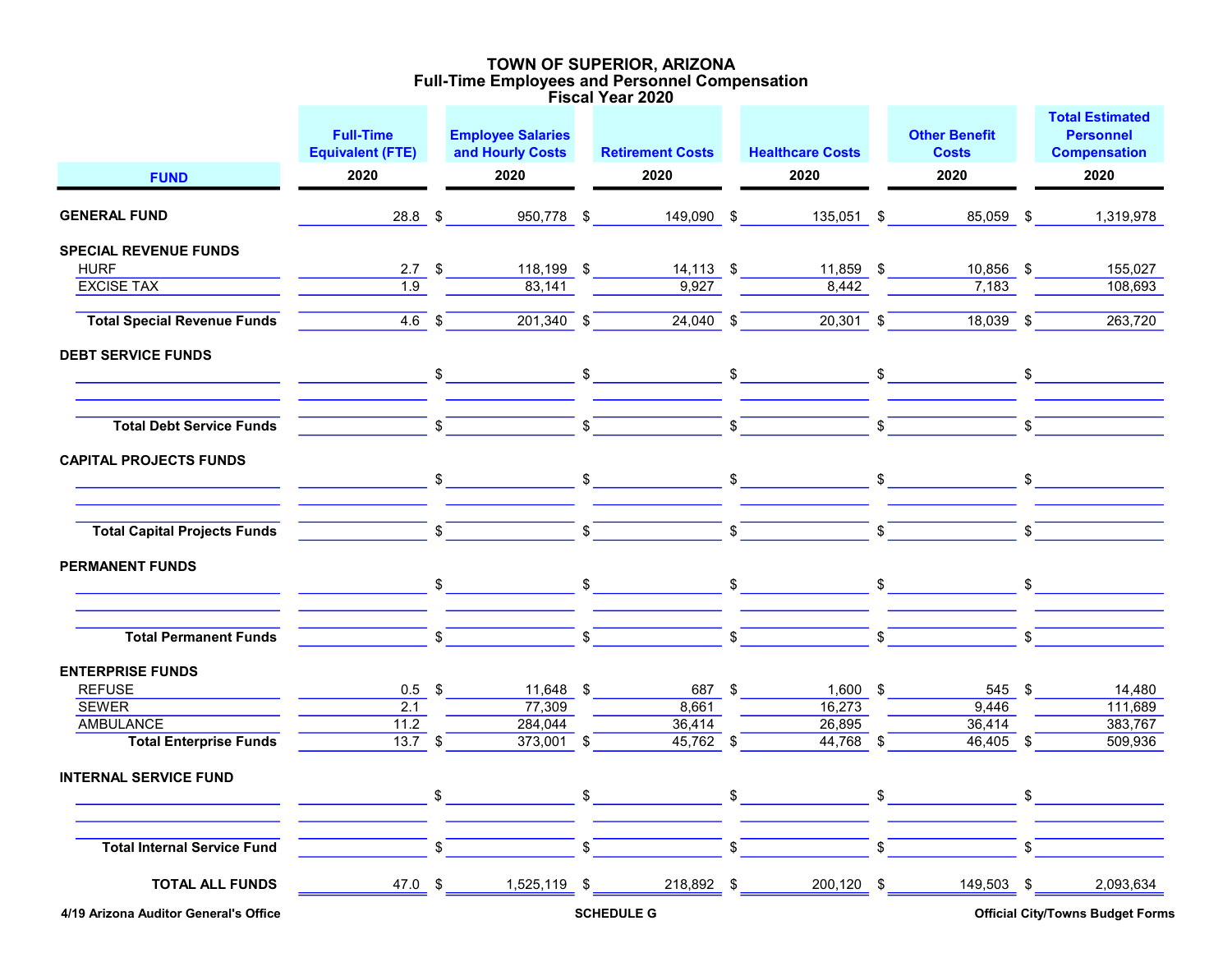# TOWN OF SUPERIOR, ARIZONA
## Full-Time Employees and Personnel Compensation
### Fiscal Year 2020

| FUND | Full-Time Equivalent (FTE) 2020 | Employee Salaries and Hourly Costs 2020 | Retirement Costs 2020 | Healthcare Costs 2020 | Other Benefit Costs 2020 | Total Estimated Personnel Compensation 2020 |
|---|---|---|---|---|---|---|
| **GENERAL FUND** | 28.8 | $ 950,778 | $ 149,090 | $ 135,051 | $ 85,059 | $ 1,319,978 |
| **SPECIAL REVENUE FUNDS** | | | | | | |
| HURF | 2.7 | $ 118,199 | $ 14,113 | $ 11,859 | $ 10,856 | $ 155,027 |
| EXCISE TAX | 1.9 | 83,141 | 9,927 | 8,442 | 7,183 | 108,693 |
| **Total Special Revenue Funds** | 4.6 | $ 201,340 | $ 24,040 | $ 20,301 | $ 18,039 | $ 263,720 |
| **DEBT SERVICE FUNDS** | | | | | | |
| | | $ | $ | $ | $ | $ |
| **Total Debt Service Funds** | | $ | $ | $ | $ | $ |
| **CAPITAL PROJECTS FUNDS** | | | | | | |
| | | $ | $ | $ | $ | $ |
| **Total Capital Projects Funds** | | $ | $ | $ | $ | $ |
| **PERMANENT FUNDS** | | | | | | |
| | | $ | $ | $ | $ | $ |
| **Total Permanent Funds** | | $ | $ | $ | $ | $ |
| **ENTERPRISE FUNDS** | | | | | | |
| REFUSE | 0.5 | $ 11,648 | $ 687 | $ 1,600 | $ 545 | $ 14,480 |
| SEWER | 2.1 | 77,309 | 8,661 | 16,273 | 9,446 | 111,689 |
| AMBULANCE | 11.2 | 284,044 | 36,414 | 26,895 | 36,414 | 383,767 |
| **Total Enterprise Funds** | 13.7 | $ 373,001 | $ 45,762 | $ 44,768 | $ 46,405 | $ 509,936 |
| **INTERNAL SERVICE FUND** | | | | | | |
| | | $ | $ | $ | $ | $ |
| **Total Internal Service Fund** | | $ | $ | $ | $ | $ |
| **TOTAL ALL FUNDS** | 47.0 | $ 1,525,119 | $ 218,892 | $ 200,120 | $ 149,503 | $ 2,093,634 |

4/19 Arizona Auditor General's Office | SCHEDULE G | Official City/Towns Budget Forms